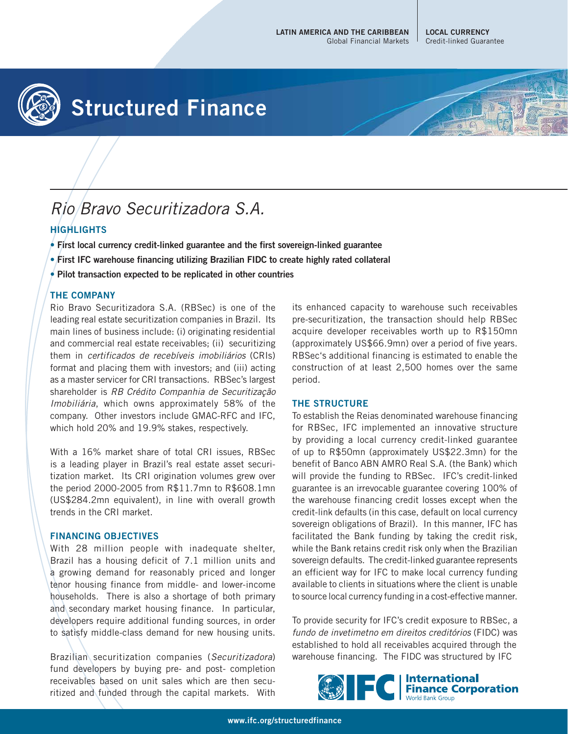LATIN AMERICA AND THE CARIBBEAN
Global Financial Markets

LOCAL CURRENCY
Credit-linked Guarantee

# Structured Finance

## *Rio Bravo Securitizadora S.A.*

### HIGHLIGHTS

- **First local currency credit-linked guarantee and the first sovereign-linked guarantee**
- **First IFC warehouse financing utilizing Brazilian FIDC to create highly rated collateral**
- **Pilot transaction expected to be replicated in other countries**

### THE COMPANY

Rio Bravo Securitizadora S.A. (RBSec) is one of the leading real estate securitization companies in Brazil. Its main lines of business include: (i) originating residential and commercial real estate receivables; (ii) securitizing them in *certificados de recebíveis imobiliários* (CRIs) format and placing them with investors; and (iii) acting as a master servicer for CRI transactions. RBSec's largest shareholder is *RB Crédito Companhia de Securitização Imobiliária*, which owns approximately 58% of the company. Other investors include GMAC-RFC and IFC, which hold 20% and 19.9% stakes, respectively.

With a 16% market share of total CRI issues, RBSec is a leading player in Brazil's real estate asset securitization market. Its CRI origination volumes grew over the period 2000-2005 from R$11.7mn to R$608.1mn (US$284.2mn equivalent), in line with overall growth trends in the CRI market.

### FINANCING OBJECTIVES

With 28 million people with inadequate shelter, Brazil has a housing deficit of 7.1 million units and a growing demand for reasonably priced and longer tenor housing finance from middle- and lower-income households. There is also a shortage of both primary and secondary market housing finance. In particular, developers require additional funding sources, in order to satisfy middle-class demand for new housing units.

Brazilian securitization companies (*Securitizadora*) fund developers by buying pre- and post- completion receivables based on unit sales which are then securitized and funded through the capital markets. With its enhanced capacity to warehouse such receivables pre-securitization, the transaction should help RBSec acquire developer receivables worth up to R$150mn (approximately US$66.9mn) over a period of five years. RBSec's additional financing is estimated to enable the construction of at least 2,500 homes over the same period.

### THE STRUCTURE

To establish the Reias denominated warehouse financing for RBSec, IFC implemented an innovative structure by providing a local currency credit-linked guarantee of up to R$50mn (approximately US$22.3mn) for the benefit of Banco ABN AMRO Real S.A. (the Bank) which will provide the funding to RBSec. IFC's credit-linked guarantee is an irrevocable guarantee covering 100% of the warehouse financing credit losses except when the credit-link defaults (in this case, default on local currency sovereign obligations of Brazil). In this manner, IFC has facilitated the Bank funding by taking the credit risk, while the Bank retains credit risk only when the Brazilian sovereign defaults. The credit-linked guarantee represents an efficient way for IFC to make local currency funding available to clients in situations where the client is unable to source local currency funding in a cost-effective manner.

To provide security for IFC's credit exposure to RBSec, a *fundo de invetimetno em direitos creditórios* (FIDC) was established to hold all receivables acquired through the warehouse financing. The FIDC was structured by IFC

IFC International Finance Corporation World Bank Group

www.ifc.org/structuredfinance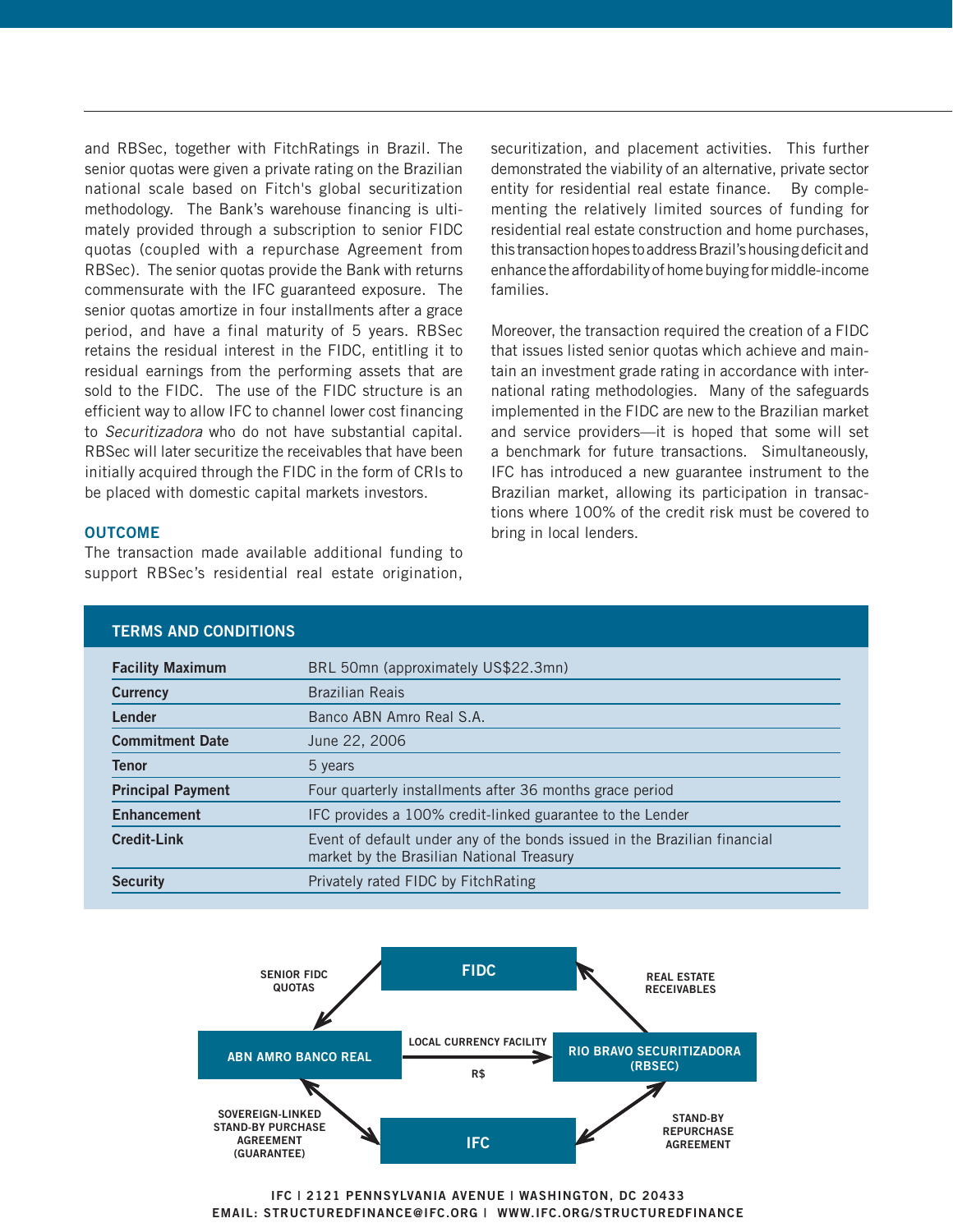and RBSec, together with FitchRatings in Brazil. The senior quotas were given a private rating on the Brazilian national scale based on Fitch's global securitization methodology. The Bank's warehouse financing is ultimately provided through a subscription to senior FIDC quotas (coupled with a repurchase Agreement from RBSec). The senior quotas provide the Bank with returns commensurate with the IFC guaranteed exposure. The senior quotas amortize in four installments after a grace period, and have a final maturity of 5 years. RBSec retains the residual interest in the FIDC, entitling it to residual earnings from the performing assets that are sold to the FIDC. The use of the FIDC structure is an efficient way to allow IFC to channel lower cost financing to *Securitizadora* who do not have substantial capital. RBSec will later securitize the receivables that have been initially acquired through the FIDC in the form of CRIs to be placed with domestic capital markets investors.

### OUTCOME

The transaction made available additional funding to support RBSec's residential real estate origination, securitization, and placement activities. This further demonstrated the viability of an alternative, private sector entity for residential real estate finance. By complementing the relatively limited sources of funding for residential real estate construction and home purchases, this transaction hopes to address Brazil's housing deficit and enhance the affordability of home buying for middle-income families.

Moreover, the transaction required the creation of a FIDC that issues listed senior quotas which achieve and maintain an investment grade rating in accordance with international rating methodologies. Many of the safeguards implemented in the FIDC are new to the Brazilian market and service providers—it is hoped that some will set a benchmark for future transactions. Simultaneously, IFC has introduced a new guarantee instrument to the Brazilian market, allowing its participation in transactions where 100% of the credit risk must be covered to bring in local lenders.

### TERMS AND CONDITIONS

| | |
|---|---|
| **Facility Maximum** | BRL 50mn (approximately US$22.3mn) |
| **Currency** | Brazilian Reais |
| **Lender** | Banco ABN Amro Real S.A. |
| **Commitment Date** | June 22, 2006 |
| **Tenor** | 5 years |
| **Principal Payment** | Four quarterly installments after 36 months grace period |
| **Enhancement** | IFC provides a 100% credit-linked guarantee to the Lender |
| **Credit-Link** | Event of default under any of the bonds issued in the Brazilian financial market by the Brasilian National Treasury |
| **Security** | Privately rated FIDC by FitchRating |

FIDC

SENIOR FIDC QUOTAS

REAL ESTATE RECEIVABLES

ABN AMRO BANCO REAL

LOCAL CURRENCY FACILITY

R$

RIO BRAVO SECURITIZADORA (RBSEC)

SOVEREIGN-LINKED STAND-BY PURCHASE AGREEMENT (GUARANTEE)

IFC

STAND-BY REPURCHASE AGREEMENT

IFC | 2121 PENNSYLVANIA AVENUE | WASHINGTON, DC 20433
EMAIL: STRUCTUREDFINANCE@IFC.ORG | WWW.IFC.ORG/STRUCTUREDFINANCE